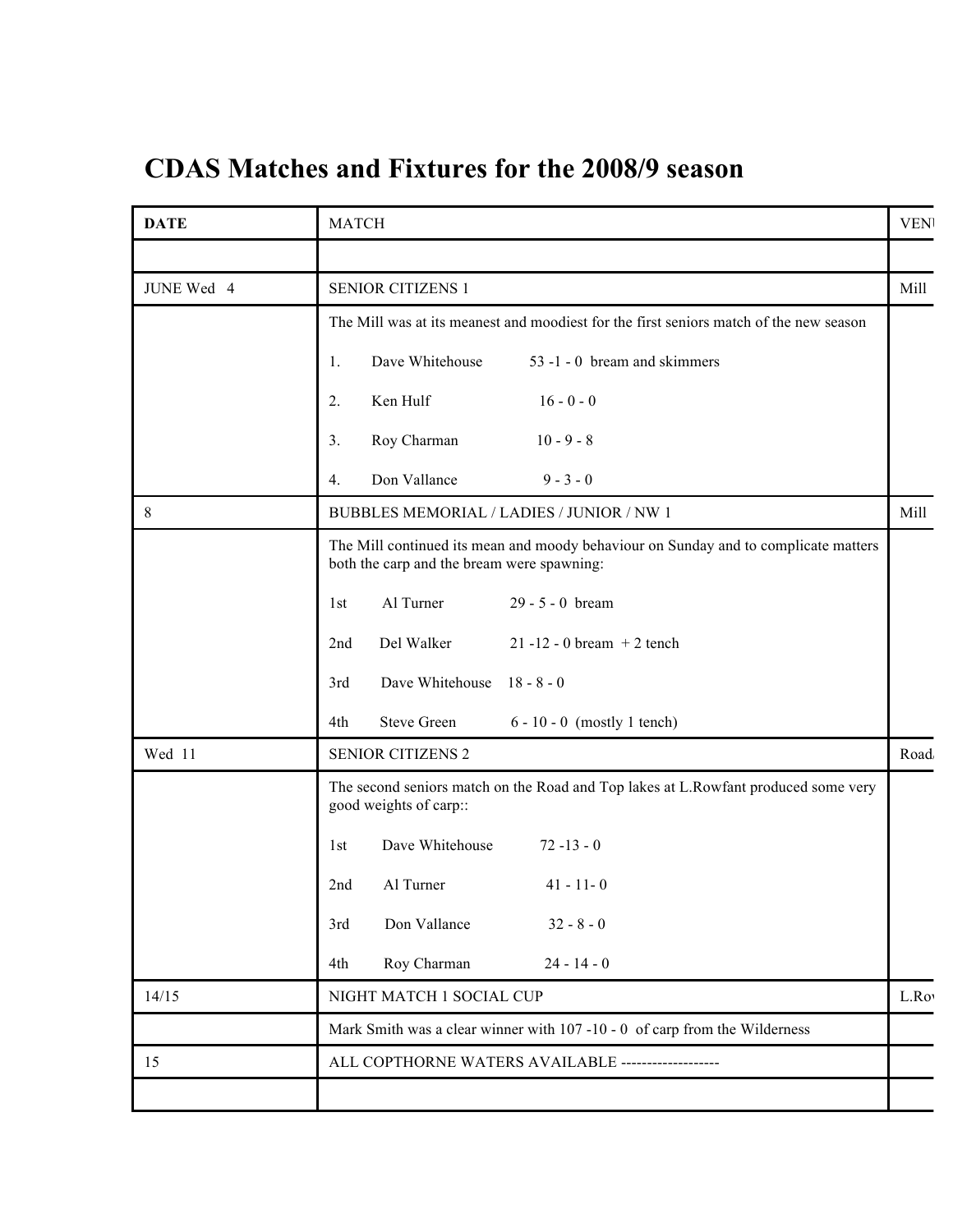# CDAS Matches and Fixtures for the 2008/9 season

| DATE | MATCH | VENU |
|---|---|---|
| | | |
| JUNE Wed 4 | SENIOR CITIZENS 1 | Mill |
| | The Mill was at its meanest and moodiest for the first seniors match of the new season<br><br>1. Dave Whitehouse 53 -1 - 0 bream and skimmers<br><br>2. Ken Hulf 16 - 0 - 0<br><br>3. Roy Charman 10 - 9 - 8<br><br>4. Don Vallance 9 - 3 - 0 | |
| 8 | BUBBLES MEMORIAL / LADIES / JUNIOR / NW 1 | Mill |
| | The Mill continued its mean and moody behaviour on Sunday and to complicate matters both the carp and the bream were spawning:<br><br>1st Al Turner 29 - 5 - 0 bream<br><br>2nd Del Walker 21 -12 - 0 bream + 2 tench<br><br>3rd Dave Whitehouse 18 - 8 - 0<br><br>4th Steve Green 6 - 10 - 0 (mostly 1 tench) | |
| Wed 11 | SENIOR CITIZENS 2 | Road |
| | The second seniors match on the Road and Top lakes at L.Rowfant produced some very good weights of carp::<br><br>1st Dave Whitehouse 72 -13 - 0<br><br>2nd Al Turner 41 - 11- 0<br><br>3rd Don Vallance 32 - 8 - 0<br><br>4th Roy Charman 24 - 14 - 0 | |
| 14/15 | NIGHT MATCH 1 SOCIAL CUP | L.Ro |
| | Mark Smith was a clear winner with 107 -10 - 0 of carp from the Wilderness | |
| 15 | ALL COPTHORNE WATERS AVAILABLE ------------------- | |
| | | |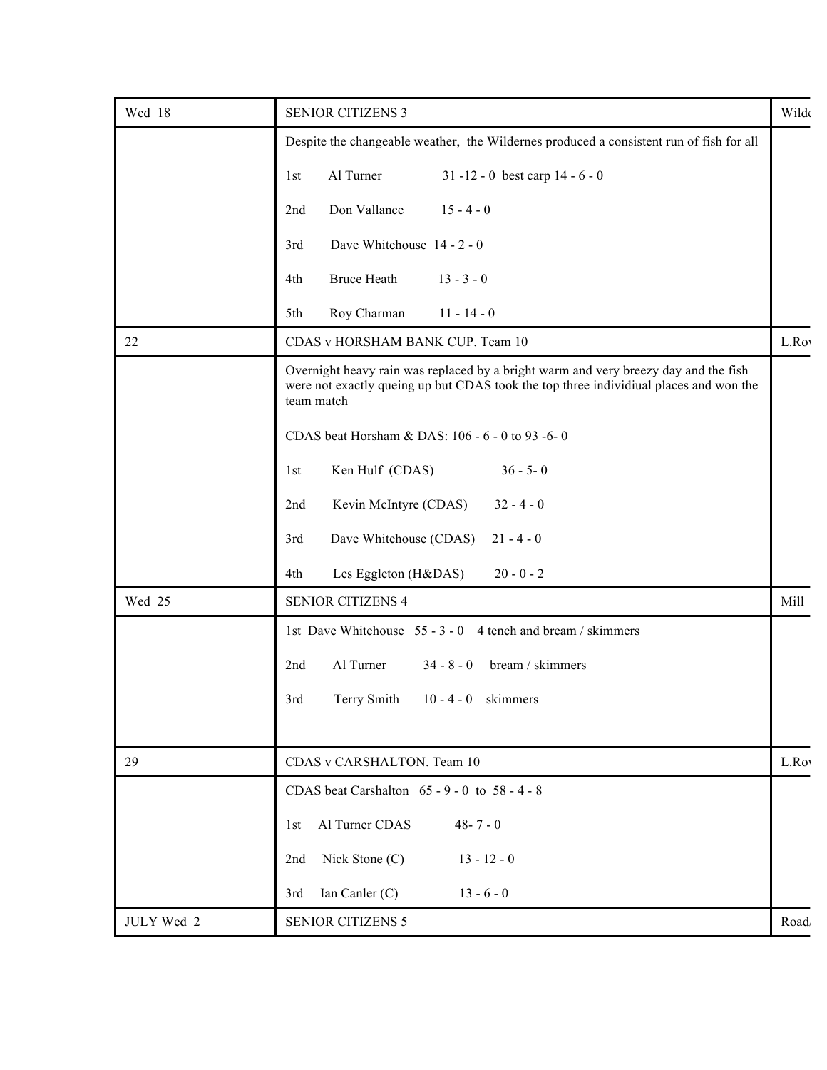| | | |
|---|---|---|
| Wed 18 | SENIOR CITIZENS 3 | Wild |
| | Despite the changeable weather, the Wildernes produced a consistent run of fish for all<br><br>1st Al Turner 31 -12 - 0 best carp 14 - 6 - 0<br><br>2nd Don Vallance 15 - 4 - 0<br><br>3rd Dave Whitehouse 14 - 2 - 0<br><br>4th Bruce Heath 13 - 3 - 0<br><br>5th Roy Charman 11 - 14 - 0 | |
| 22 | CDAS v HORSHAM BANK CUP. Team 10 | L.Ro |
| | Overnight heavy rain was replaced by a bright warm and very breezy day and the fish were not exactly queing up but CDAS took the top three individiual places and won the team match<br><br>CDAS beat Horsham & DAS: 106 - 6 - 0 to 93 -6- 0<br><br>1st Ken Hulf (CDAS) 36 - 5- 0<br><br>2nd Kevin McIntyre (CDAS) 32 - 4 - 0<br><br>3rd Dave Whitehouse (CDAS) 21 - 4 - 0<br><br>4th Les Eggleton (H&DAS) 20 - 0 - 2 | |
| Wed 25 | SENIOR CITIZENS 4 | Mill |
| | 1st Dave Whitehouse 55 - 3 - 0 4 tench and bream / skimmers<br><br>2nd Al Turner 34 - 8 - 0 bream / skimmers<br><br>3rd Terry Smith 10 - 4 - 0 skimmers | |
| 29 | CDAS v CARSHALTON. Team 10 | L.Ro |
| | CDAS beat Carshalton 65 - 9 - 0 to 58 - 4 - 8<br><br>1st Al Turner CDAS 48- 7 - 0<br><br>2nd Nick Stone (C) 13 - 12 - 0<br><br>3rd Ian Canler (C) 13 - 6 - 0 | |
| JULY Wed 2 | SENIOR CITIZENS 5 | Road |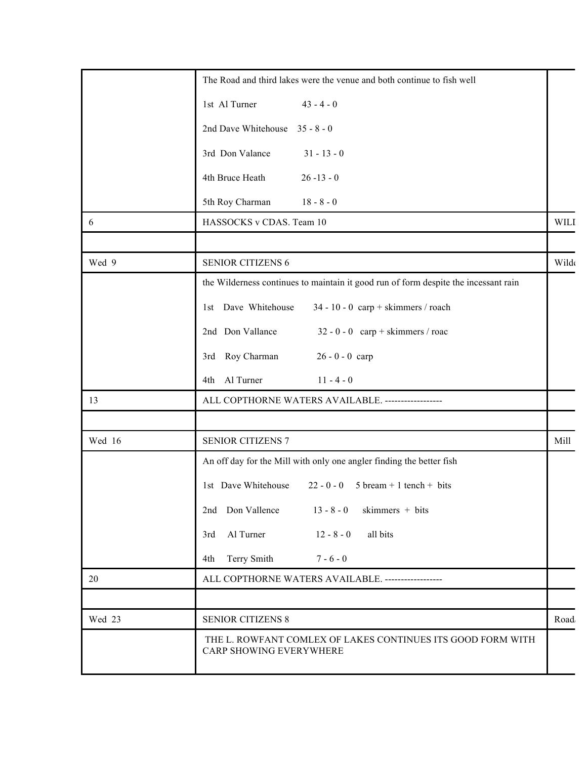| | | |
|---|---|---|
| | The Road and third lakes were the venue and both continue to fish well<br><br>1st Al Turner 43 - 4 - 0<br><br>2nd Dave Whitehouse 35 - 8 - 0<br><br>3rd Don Valance 31 - 13 - 0<br><br>4th Bruce Heath 26 -13 - 0<br><br>5th Roy Charman 18 - 8 - 0 | |
| 6 | HASSOCKS v CDAS. Team 10 | WILI |
| | | |
| Wed 9 | SENIOR CITIZENS 6 | Wild |
| | the Wilderness continues to maintain it good run of form despite the incessant rain<br><br>1st Dave Whitehouse 34 - 10 - 0 carp + skimmers / roach<br><br>2nd Don Vallance 32 - 0 - 0 carp + skimmers / roac<br><br>3rd Roy Charman 26 - 0 - 0 carp<br><br>4th Al Turner 11 - 4 - 0 | |
| 13 | ALL COPTHORNE WATERS AVAILABLE. ------------------ | |
| | | |
| Wed 16 | SENIOR CITIZENS 7 | Mill |
| | An off day for the Mill with only one angler finding the better fish<br><br>1st Dave Whitehouse 22 - 0 - 0 5 bream + 1 tench + bits<br><br>2nd Don Vallence 13 - 8 - 0 skimmers + bits<br><br>3rd Al Turner 12 - 8 - 0 all bits<br><br>4th Terry Smith 7 - 6 - 0 | |
| 20 | ALL COPTHORNE WATERS AVAILABLE. ------------------ | |
| | | |
| Wed 23 | SENIOR CITIZENS 8 | Road |
| | THE L. ROWFANT COMLEX OF LAKES CONTINUES ITS GOOD FORM WITH CARP SHOWING EVERYWHERE | |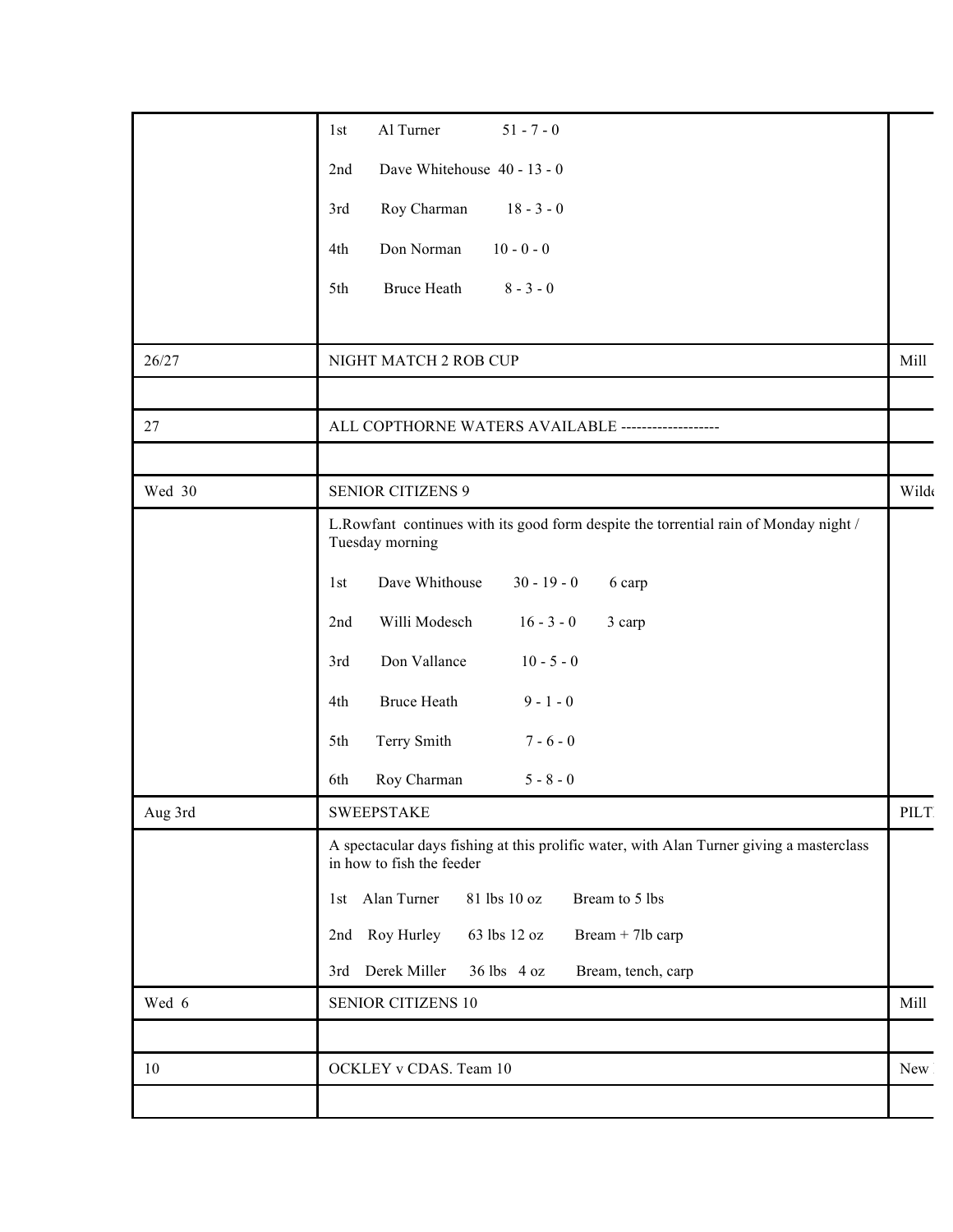| | | |
|---|---|---|
| | 1st Al Turner 51 - 7 - 0<br><br>2nd Dave Whitehouse 40 - 13 - 0<br><br>3rd Roy Charman 18 - 3 - 0<br><br>4th Don Norman 10 - 0 - 0<br><br>5th Bruce Heath 8 - 3 - 0 | |
| 26/27 | NIGHT MATCH 2 ROB CUP | Mill |
| | | |
| 27 | ALL COPTHORNE WATERS AVAILABLE ------------------- | |
| | | |
| Wed 30 | SENIOR CITIZENS 9 | Wilde |
| | L.Rowfant continues with its good form despite the torrential rain of Monday night / Tuesday morning<br><br>1st Dave Whithouse 30 - 19 - 0 6 carp<br><br>2nd Willi Modesch 16 - 3 - 0 3 carp<br><br>3rd Don Vallance 10 - 5 - 0<br><br>4th Bruce Heath 9 - 1 - 0<br><br>5th Terry Smith 7 - 6 - 0<br><br>6th Roy Charman 5 - 8 - 0 | |
| Aug 3rd | SWEEPSTAKE | PILT |
| | A spectacular days fishing at this prolific water, with Alan Turner giving a masterclass in how to fish the feeder<br><br>1st Alan Turner 81 lbs 10 oz Bream to 5 lbs<br><br>2nd Roy Hurley 63 lbs 12 oz Bream + 7lb carp<br><br>3rd Derek Miller 36 lbs 4 oz Bream, tench, carp | |
| Wed 6 | SENIOR CITIZENS 10 | Mill |
| | | |
| 10 | OCKLEY v CDAS. Team 10 | New |
| | | |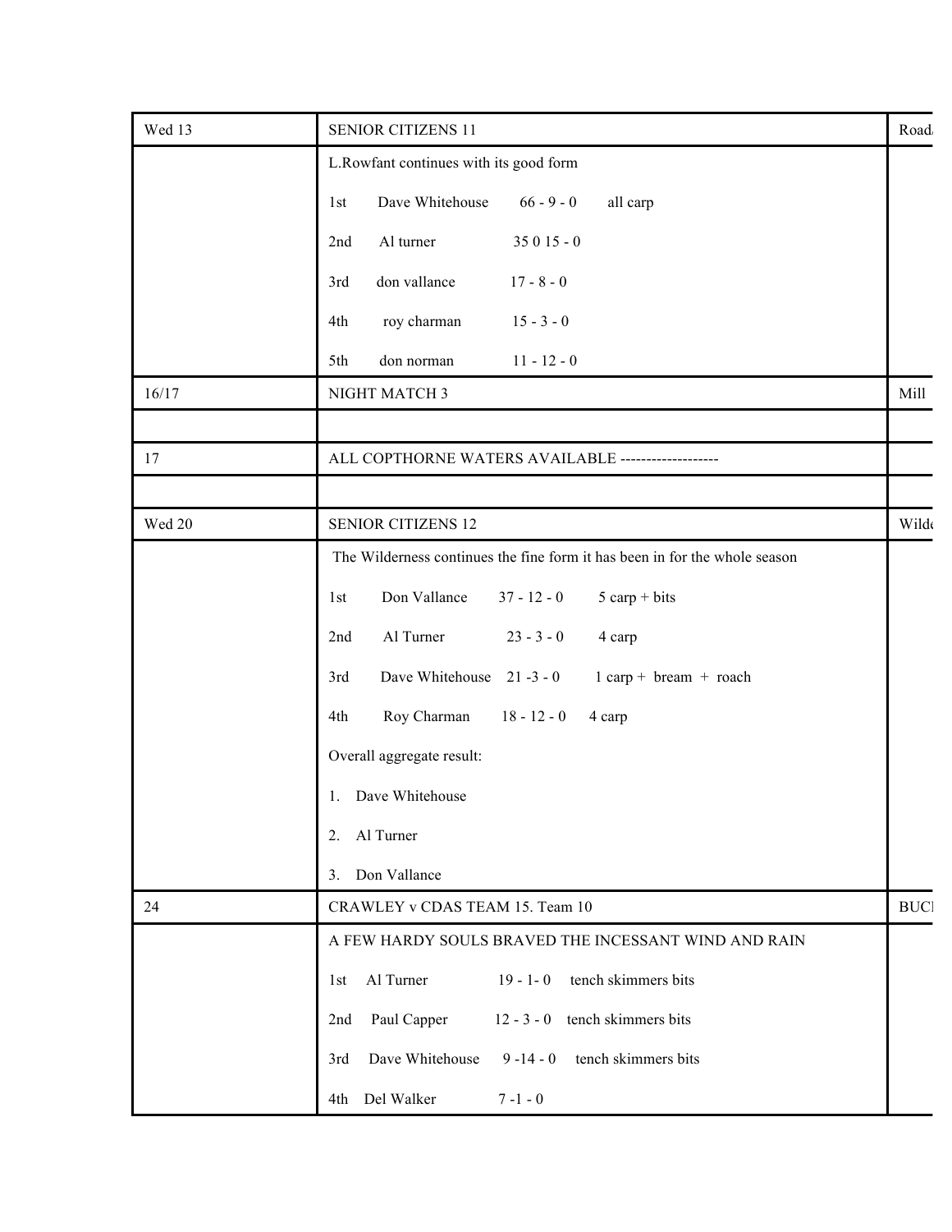| | | |
|---|---|---|
| Wed 13 | SENIOR CITIZENS 11 | Road |
| | L.Rowfant continues with its good form<br><br>1st Dave Whitehouse 66 - 9 - 0 all carp<br><br>2nd Al turner 35 0 15 - 0<br><br>3rd don vallance 17 - 8 - 0<br><br>4th roy charman 15 - 3 - 0<br><br>5th don norman 11 - 12 - 0 | |
| 16/17 | NIGHT MATCH 3 | Mill |
| | | |
| 17 | ALL COPTHORNE WATERS AVAILABLE ------------------- | |
| | | |
| Wed 20 | SENIOR CITIZENS 12 | Wilde |
| | The Wilderness continues the fine form it has been in for the whole season<br><br>1st Don Vallance 37 - 12 - 0 5 carp + bits<br><br>2nd Al Turner 23 - 3 - 0 4 carp<br><br>3rd Dave Whitehouse 21 -3 - 0 1 carp + bream + roach<br><br>4th Roy Charman 18 - 12 - 0 4 carp<br><br>Overall aggregate result:<br><br>1. Dave Whitehouse<br><br>2. Al Turner<br><br>3. Don Vallance | |
| 24 | CRAWLEY v CDAS TEAM 15. Team 10 | BUC |
| | A FEW HARDY SOULS BRAVED THE INCESSANT WIND AND RAIN<br><br>1st Al Turner 19 - 1- 0 tench skimmers bits<br><br>2nd Paul Capper 12 - 3 - 0 tench skimmers bits<br><br>3rd Dave Whitehouse 9 -14 - 0 tench skimmers bits<br><br>4th Del Walker 7 -1 - 0 | |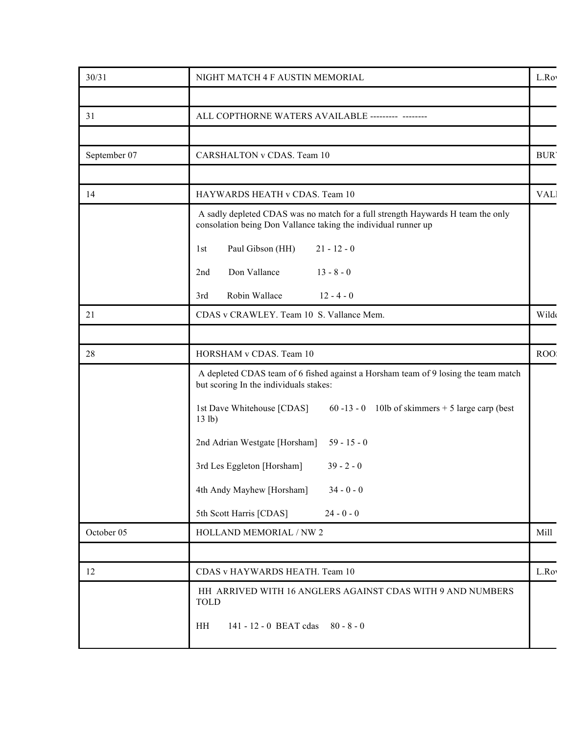| | | |
|---|---|---|
| 30/31 | NIGHT MATCH 4 F AUSTIN MEMORIAL | L.Ro |
| | | |
| 31 | ALL COPTHORNE WATERS AVAILABLE --------- -------- | |
| | | |
| September 07 | CARSHALTON v CDAS. Team 10 | BUR |
| | | |
| 14 | HAYWARDS HEATH v CDAS. Team 10 | VAL |
| | A sadly depleted CDAS was no match for a full strength Haywards H team the only consolation being Don Vallance taking the individual runner up<br><br>1st Paul Gibson (HH) 21 - 12 - 0<br><br>2nd Don Vallance 13 - 8 - 0<br><br>3rd Robin Wallace 12 - 4 - 0 | |
| 21 | CDAS v CRAWLEY. Team 10 S. Vallance Mem. | Wild |
| | | |
| 28 | HORSHAM v CDAS. Team 10 | ROO |
| | A depleted CDAS team of 6 fished against a Horsham team of 9 losing the team match but scoring In the individuals stakes:<br><br>1st Dave Whitehouse [CDAS] 60 -13 - 0 10lb of skimmers + 5 large carp (best 13 lb)<br><br>2nd Adrian Westgate [Horsham] 59 - 15 - 0<br><br>3rd Les Eggleton [Horsham] 39 - 2 - 0<br><br>4th Andy Mayhew [Horsham] 34 - 0 - 0<br><br>5th Scott Harris [CDAS] 24 - 0 - 0 | |
| October 05 | HOLLAND MEMORIAL / NW 2 | Mill |
| | | |
| 12 | CDAS v HAYWARDS HEATH. Team 10 | L.Ro |
| | HH ARRIVED WITH 16 ANGLERS AGAINST CDAS WITH 9 AND NUMBERS TOLD<br><br>HH 141 - 12 - 0 BEAT cdas 80 - 8 - 0 | |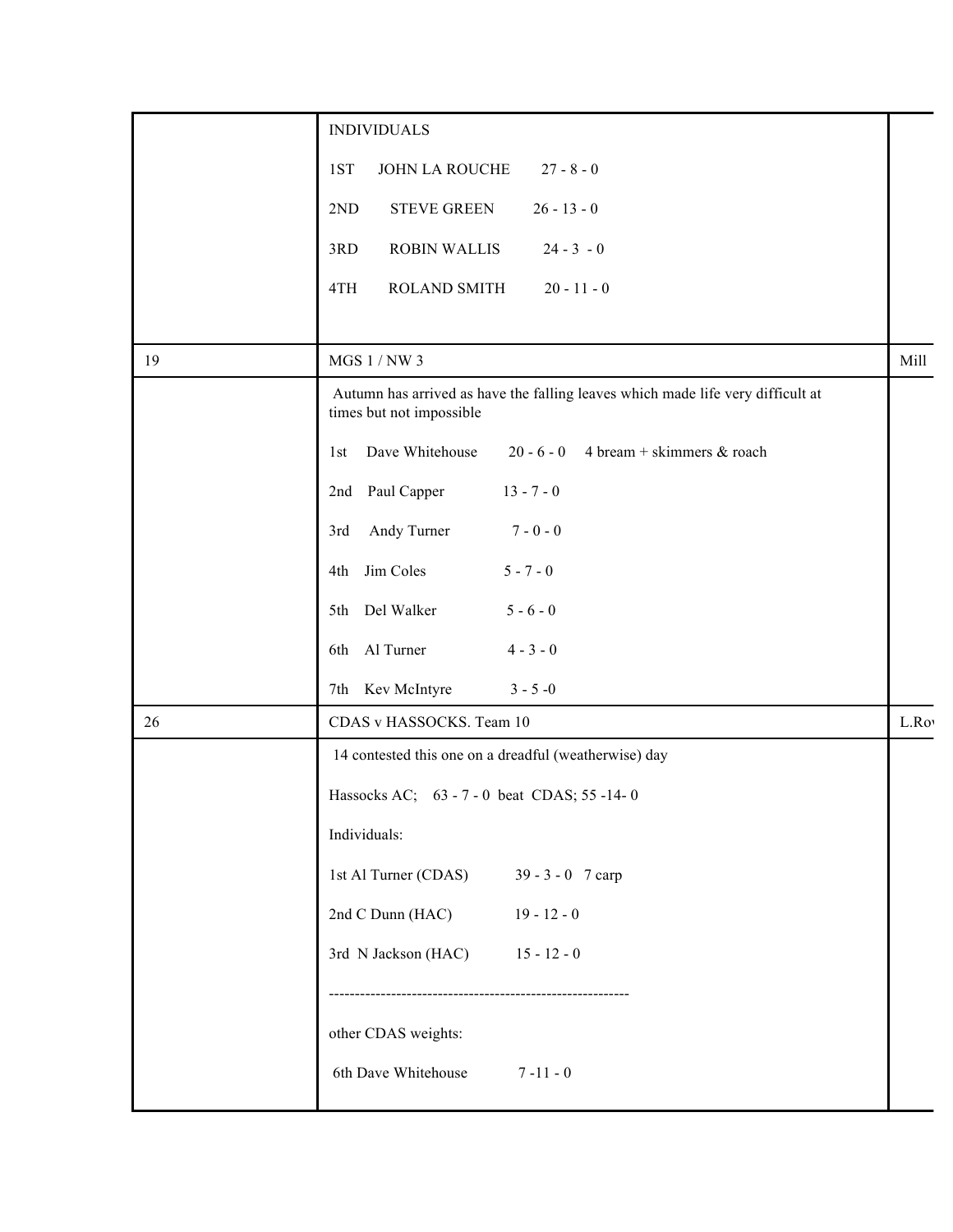| | | |
|---|---|---|
| | INDIVIDUALS<br><br>1ST JOHN LA ROUCHE 27 - 8 - 0<br><br>2ND STEVE GREEN 26 - 13 - 0<br><br>3RD ROBIN WALLIS 24 - 3 - 0<br><br>4TH ROLAND SMITH 20 - 11 - 0 | |
| 19 | MGS 1 / NW 3 | Mill |
| | Autumn has arrived as have the falling leaves which made life very difficult at times but not impossible<br><br>1st Dave Whitehouse 20 - 6 - 0 4 bream + skimmers & roach<br><br>2nd Paul Capper 13 - 7 - 0<br><br>3rd Andy Turner 7 - 0 - 0<br><br>4th Jim Coles 5 - 7 - 0<br><br>5th Del Walker 5 - 6 - 0<br><br>6th Al Turner 4 - 3 - 0<br><br>7th Kev McIntyre 3 - 5 -0 | |
| 26 | CDAS v HASSOCKS. Team 10 | L.Ro |
| | 14 contested this one on a dreadful (weatherwise) day<br><br>Hassocks AC; 63 - 7 - 0 beat CDAS; 55 -14- 0<br><br>Individuals:<br><br>1st Al Turner (CDAS) 39 - 3 - 0 7 carp<br><br>2nd C Dunn (HAC) 19 - 12 - 0<br><br>3rd N Jackson (HAC) 15 - 12 - 0<br><br>----------------------------------------------------------<br><br>other CDAS weights:<br><br>6th Dave Whitehouse 7 -11 - 0 | |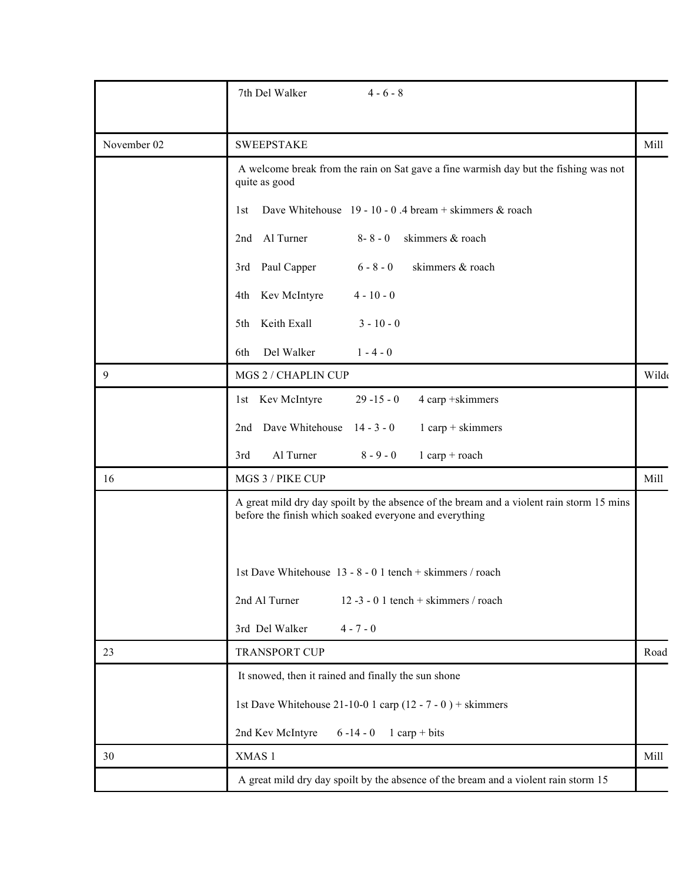| | | |
|---|---|---|
| | 7th Del Walker 4 - 6 - 8 | |
| November 02 | SWEEPSTAKE | Mill |
| | A welcome break from the rain on Sat gave a fine warmish day but the fishing was not quite as good<br><br>1st Dave Whitehouse 19 - 10 - 0 .4 bream + skimmers & roach<br><br>2nd Al Turner 8- 8 - 0 skimmers & roach<br><br>3rd Paul Capper 6 - 8 - 0 skimmers & roach<br><br>4th Kev McIntyre 4 - 10 - 0<br><br>5th Keith Exall 3 - 10 - 0<br><br>6th Del Walker 1 - 4 - 0 | |
| 9 | MGS 2 / CHAPLIN CUP | Wild |
| | 1st Kev McIntyre 29 -15 - 0 4 carp +skimmers<br><br>2nd Dave Whitehouse 14 - 3 - 0 1 carp + skimmers<br><br>3rd Al Turner 8 - 9 - 0 1 carp + roach | |
| 16 | MGS 3 / PIKE CUP | Mill |
| | A great mild dry day spoilt by the absence of the bream and a violent rain storm 15 mins before the finish which soaked everyone and everything<br><br>1st Dave Whitehouse 13 - 8 - 0 1 tench + skimmers / roach<br><br>2nd Al Turner 12 -3 - 0 1 tench + skimmers / roach<br><br>3rd Del Walker 4 - 7 - 0 | |
| 23 | TRANSPORT CUP | Road |
| | It snowed, then it rained and finally the sun shone<br><br>1st Dave Whitehouse 21-10-0 1 carp (12 - 7 - 0 ) + skimmers<br><br>2nd Kev McIntyre 6 -14 - 0 1 carp + bits | |
| 30 | XMAS 1 | Mill |
| | A great mild dry day spoilt by the absence of the bream and a violent rain storm 15 | |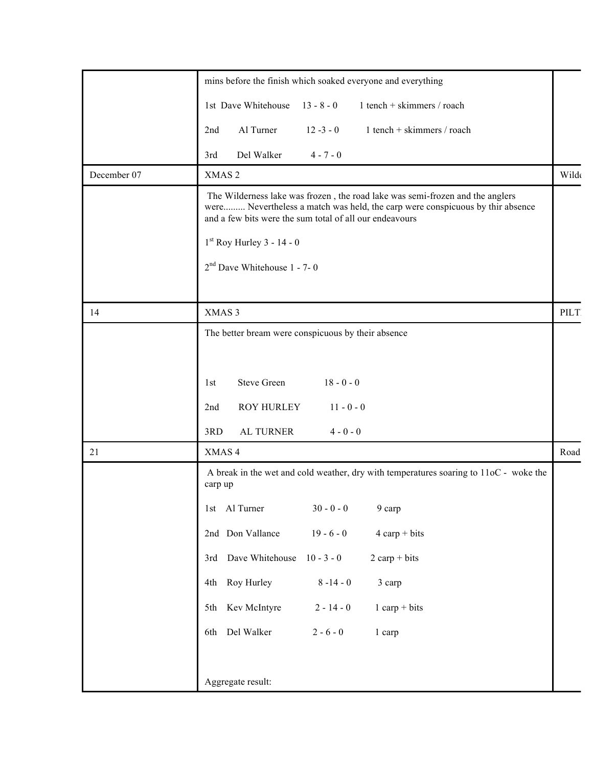| | | |
|---|---|---|
| | mins before the finish which soaked everyone and everything<br><br>1st Dave Whitehouse 13 - 8 - 0 1 tench + skimmers / roach<br><br>2nd Al Turner 12 -3 - 0 1 tench + skimmers / roach<br><br>3rd Del Walker 4 - 7 - 0 | |
| December 07 | XMAS 2 | Wild |
| | The Wilderness lake was frozen , the road lake was semi-frozen and the anglers were......... Nevertheless a match was held, the carp were conspicuous by thir absence and a few bits were the sum total of all our endeavours<br><br>1st Roy Hurley 3 - 14 - 0<br><br>2nd Dave Whitehouse 1 - 7- 0 | |
| 14 | XMAS 3 | PILT |
| | The better bream were conspicuous by their absence<br><br>1st Steve Green 18 - 0 - 0<br><br>2nd ROY HURLEY 11 - 0 - 0<br><br>3RD AL TURNER 4 - 0 - 0 | |
| 21 | XMAS 4 | Road |
| | A break in the wet and cold weather, dry with temperatures soaring to 11oC - woke the carp up<br><br>1st Al Turner 30 - 0 - 0 9 carp<br><br>2nd Don Vallance 19 - 6 - 0 4 carp + bits<br><br>3rd Dave Whitehouse 10 - 3 - 0 2 carp + bits<br><br>4th Roy Hurley 8 -14 - 0 3 carp<br><br>5th Kev McIntyre 2 - 14 - 0 1 carp + bits<br><br>6th Del Walker 2 - 6 - 0 1 carp<br><br>Aggregate result: | |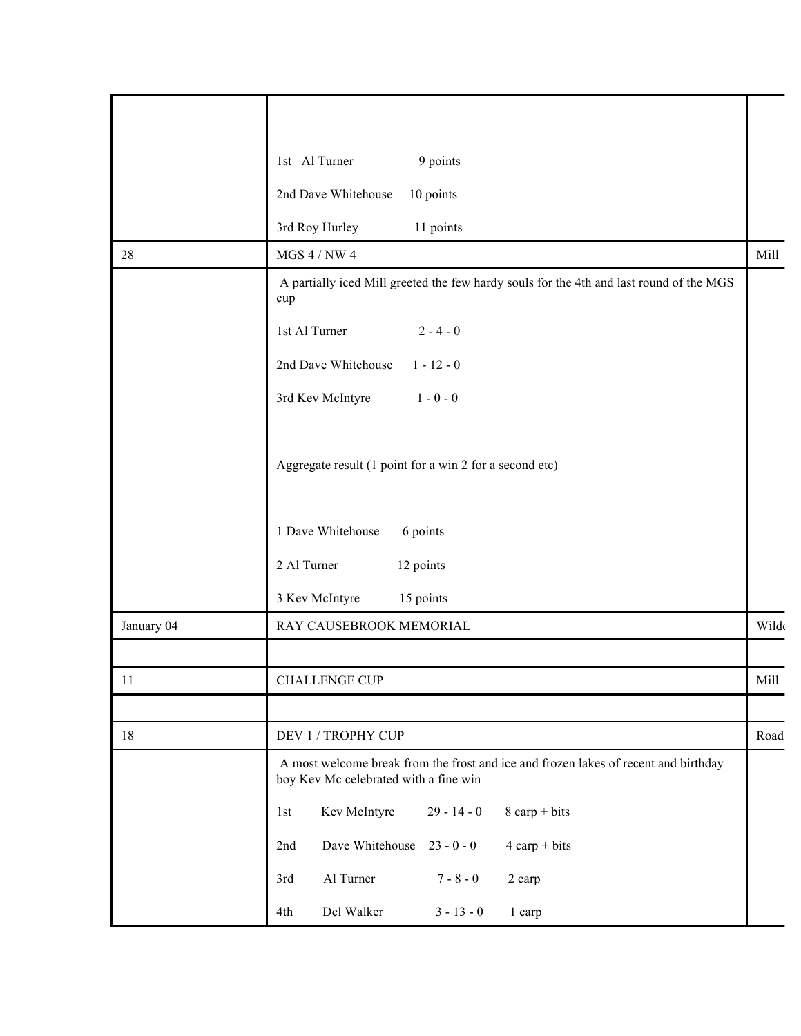| | | |
|---|---|---|
| | 1st Al Turner 9 points<br><br>2nd Dave Whitehouse 10 points<br><br>3rd Roy Hurley 11 points | |
| 28 | MGS 4 / NW 4 | Mill |
| | A partially iced Mill greeted the few hardy souls for the 4th and last round of the MGS cup<br><br>1st Al Turner 2 - 4 - 0<br><br>2nd Dave Whitehouse 1 - 12 - 0<br><br>3rd Kev McIntyre 1 - 0 - 0<br><br>Aggregate result (1 point for a win 2 for a second etc)<br><br>1 Dave Whitehouse 6 points<br><br>2 Al Turner 12 points<br><br>3 Kev McIntyre 15 points | |
| January 04 | RAY CAUSEBROOK MEMORIAL | Wilde |
| | | |
| 11 | CHALLENGE CUP | Mill |
| | | |
| 18 | DEV 1 / TROPHY CUP | Road |
| | A most welcome break from the frost and ice and frozen lakes of recent and birthday boy Kev Mc celebrated with a fine win<br><br>1st Kev McIntyre 29 - 14 - 0 8 carp + bits<br><br>2nd Dave Whitehouse 23 - 0 - 0 4 carp + bits<br><br>3rd Al Turner 7 - 8 - 0 2 carp<br><br>4th Del Walker 3 - 13 - 0 1 carp | |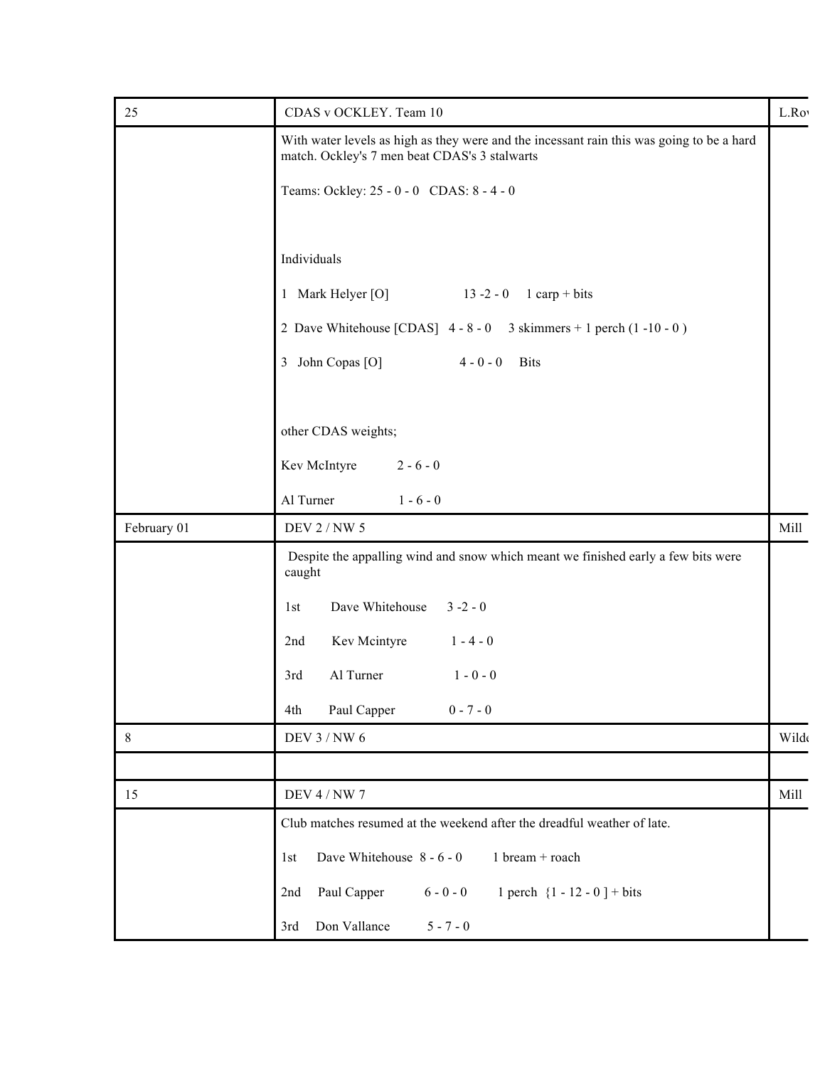| | | |
|---|---|---|
| 25 | CDAS v OCKLEY. Team 10 | L.Ro |
| | With water levels as high as they were and the incessant rain this was going to be a hard match. Ockley's 7 men beat CDAS's 3 stalwarts<br><br>Teams: Ockley: 25 - 0 - 0   CDAS: 8 - 4 - 0<br><br>Individuals<br><br>1   Mark Helyer [O]   13 -2 - 0   1 carp + bits<br><br>2  Dave Whitehouse [CDAS]   4 - 8 - 0   3 skimmers + 1 perch (1 -10 - 0 )<br><br>3   John Copas [O]   4 - 0 - 0   Bits<br><br>other CDAS weights;<br><br>Kev McIntyre   2 - 6 - 0<br><br>Al Turner   1 - 6 - 0 | |
| February 01 | DEV 2 / NW 5 | Mill |
| | Despite the appalling wind and snow which meant we finished early a few bits were caught<br><br>1st   Dave Whitehouse   3 -2 - 0<br><br>2nd   Kev Mcintyre   1 - 4 - 0<br><br>3rd   Al Turner   1 - 0 - 0<br><br>4th   Paul Capper   0 - 7 - 0 | |
| 8 | DEV 3 / NW 6 | Wild |
| | | |
| 15 | DEV 4 / NW 7 | Mill |
| | Club matches resumed at the weekend after the dreadful weather of late.<br><br>1st   Dave Whitehouse  8 - 6 - 0   1 bream + roach<br><br>2nd   Paul Capper   6 - 0 - 0   1 perch  {1 - 12 - 0 ] + bits<br><br>3rd   Don Vallance   5 - 7 - 0 | |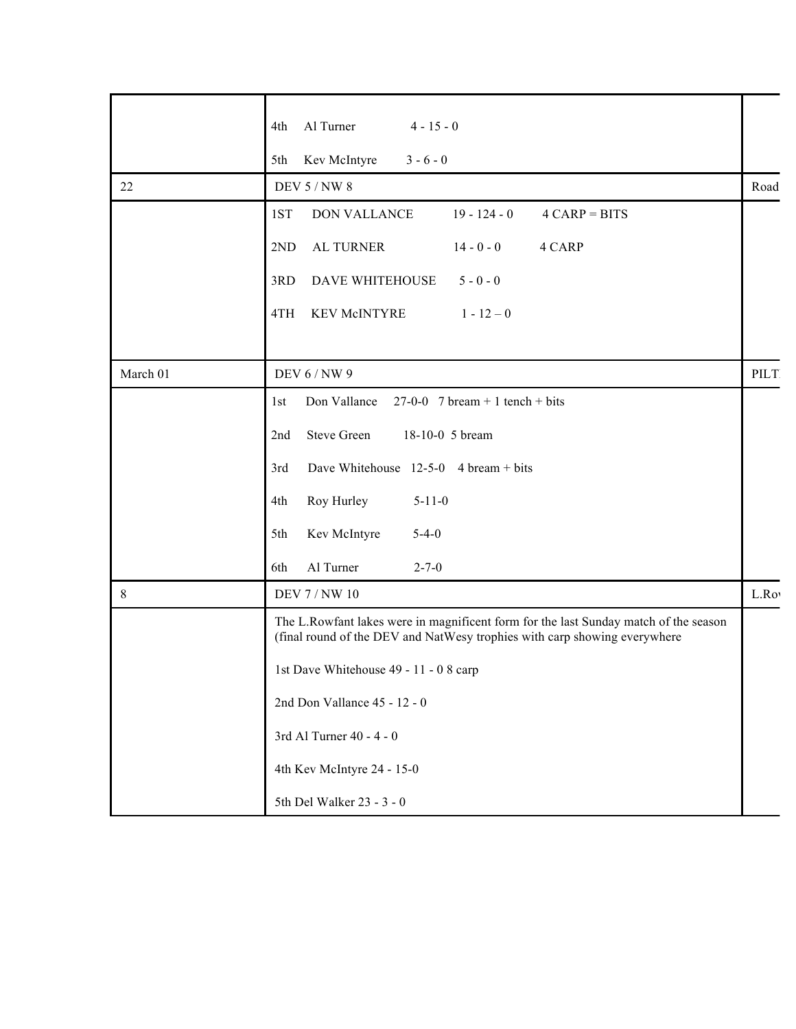| | | |
|---|---|---|
| | 4th Al Turner 4 - 15 - 0<br><br>5th Kev McIntyre 3 - 6 - 0 | |
| 22 | DEV 5 / NW 8 | Road |
| | 1ST DON VALLANCE 19 - 124 - 0 4 CARP = BITS<br><br>2ND AL TURNER 14 - 0 - 0 4 CARP<br><br>3RD DAVE WHITEHOUSE 5 - 0 - 0<br><br>4TH KEV McINTYRE 1 - 12 – 0 | |
| March 01 | DEV 6 / NW 9 | PILT |
| | 1st Don Vallance 27-0-0 7 bream + 1 tench + bits<br><br>2nd Steve Green 18-10-0 5 bream<br><br>3rd Dave Whitehouse 12-5-0 4 bream + bits<br><br>4th Roy Hurley 5-11-0<br><br>5th Kev McIntyre 5-4-0<br><br>6th Al Turner 2-7-0 | |
| 8 | DEV 7 / NW 10 | L.Ro |
| | The L.Rowfant lakes were in magnificent form for the last Sunday match of the season (final round of the DEV and NatWesy trophies with carp showing everywhere<br><br>1st Dave Whitehouse 49 - 11 - 0 8 carp<br><br>2nd Don Vallance 45 - 12 - 0<br><br>3rd Al Turner 40 - 4 - 0<br><br>4th Kev McIntyre 24 - 15-0<br><br>5th Del Walker 23 - 3 - 0 | |